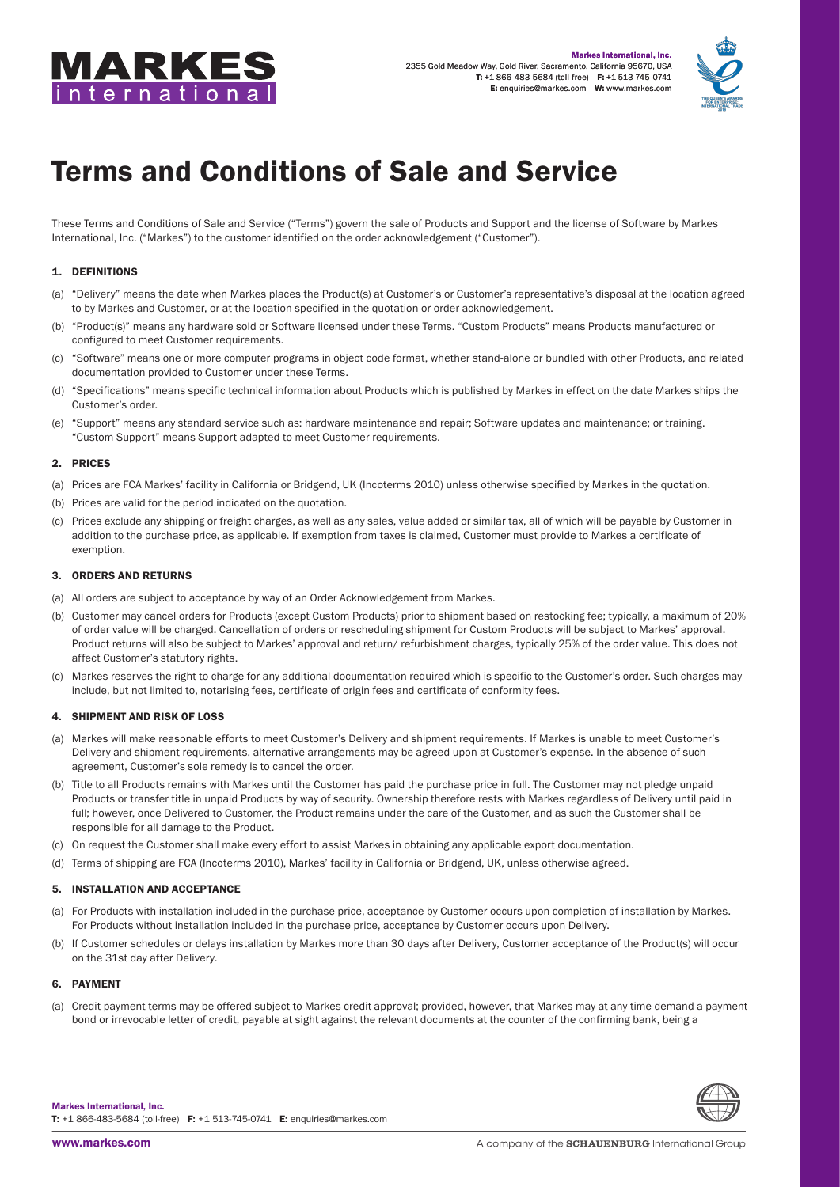# Terms and Conditions of Sale and Service

These Terms and Conditions of Sale and Service ("Terms") govern the sale of Products and Support and the license of Software by Markes International, Inc. ("Markes") to the customer identified on the order acknowledgement ("Customer").

### 1. DEFINITIONS

(a) "Delivery" means the date when Markes places the Product(s) at Customer's or Customer's representative's disposal at the location agreed to by Markes and Customer, or at the location specified in the quotation or order acknowledgement.

(b) "Product(s)" means any hardware sold or Software licensed under these Terms. "Custom Products" means Products manufactured or configured to meet Customer requirements.

(c) "Software" means one or more computer programs in object code format, whether stand-alone or bundled with other Products, and related documentation provided to Customer under these Terms.

(d) "Specifications" means specific technical information about Products which is published by Markes in effect on the date Markes ships the Customer's order.

(e) "Support" means any standard service such as: hardware maintenance and repair; Software updates and maintenance; or training. "Custom Support" means Support adapted to meet Customer requirements.

### 2. PRICES

(a) Prices are FCA Markes' facility in California or Bridgend, UK (Incoterms 2010) unless otherwise specified by Markes in the quotation.

(b) Prices are valid for the period indicated on the quotation.

(c) Prices exclude any shipping or freight charges, as well as any sales, value added or similar tax, all of which will be payable by Customer in addition to the purchase price, as applicable. If exemption from taxes is claimed, Customer must provide to Markes a certificate of exemption.

### 3. ORDERS AND RETURNS

(a) All orders are subject to acceptance by way of an Order Acknowledgement from Markes.

(b) Customer may cancel orders for Products (except Custom Products) prior to shipment based on restocking fee; typically, a maximum of 20% of order value will be charged. Cancellation of orders or rescheduling shipment for Custom Products will be subject to Markes' approval. Product returns will also be subject to Markes' approval and return/ refurbishment charges, typically 25% of the order value. This does not affect Customer's statutory rights.

(c) Markes reserves the right to charge for any additional documentation required which is specific to the Customer's order. Such charges may include, but not limited to, notarising fees, certificate of origin fees and certificate of conformity fees.

### 4. SHIPMENT AND RISK OF LOSS

(a) Markes will make reasonable efforts to meet Customer's Delivery and shipment requirements. If Markes is unable to meet Customer's Delivery and shipment requirements, alternative arrangements may be agreed upon at Customer's expense. In the absence of such agreement, Customer's sole remedy is to cancel the order.

(b) Title to all Products remains with Markes until the Customer has paid the purchase price in full. The Customer may not pledge unpaid Products or transfer title in unpaid Products by way of security. Ownership therefore rests with Markes regardless of Delivery until paid in full; however, once Delivered to Customer, the Product remains under the care of the Customer, and as such the Customer shall be responsible for all damage to the Product.

(c) On request the Customer shall make every effort to assist Markes in obtaining any applicable export documentation.

(d) Terms of shipping are FCA (Incoterms 2010), Markes' facility in California or Bridgend, UK, unless otherwise agreed.

### 5. INSTALLATION AND ACCEPTANCE

(a) For Products with installation included in the purchase price, acceptance by Customer occurs upon completion of installation by Markes. For Products without installation included in the purchase price, acceptance by Customer occurs upon Delivery.

(b) If Customer schedules or delays installation by Markes more than 30 days after Delivery, Customer acceptance of the Product(s) will occur on the 31st day after Delivery.

### 6. PAYMENT

(a) Credit payment terms may be offered subject to Markes credit approval; provided, however, that Markes may at any time demand a payment bond or irrevocable letter of credit, payable at sight against the relevant documents at the counter of the confirming bank, being a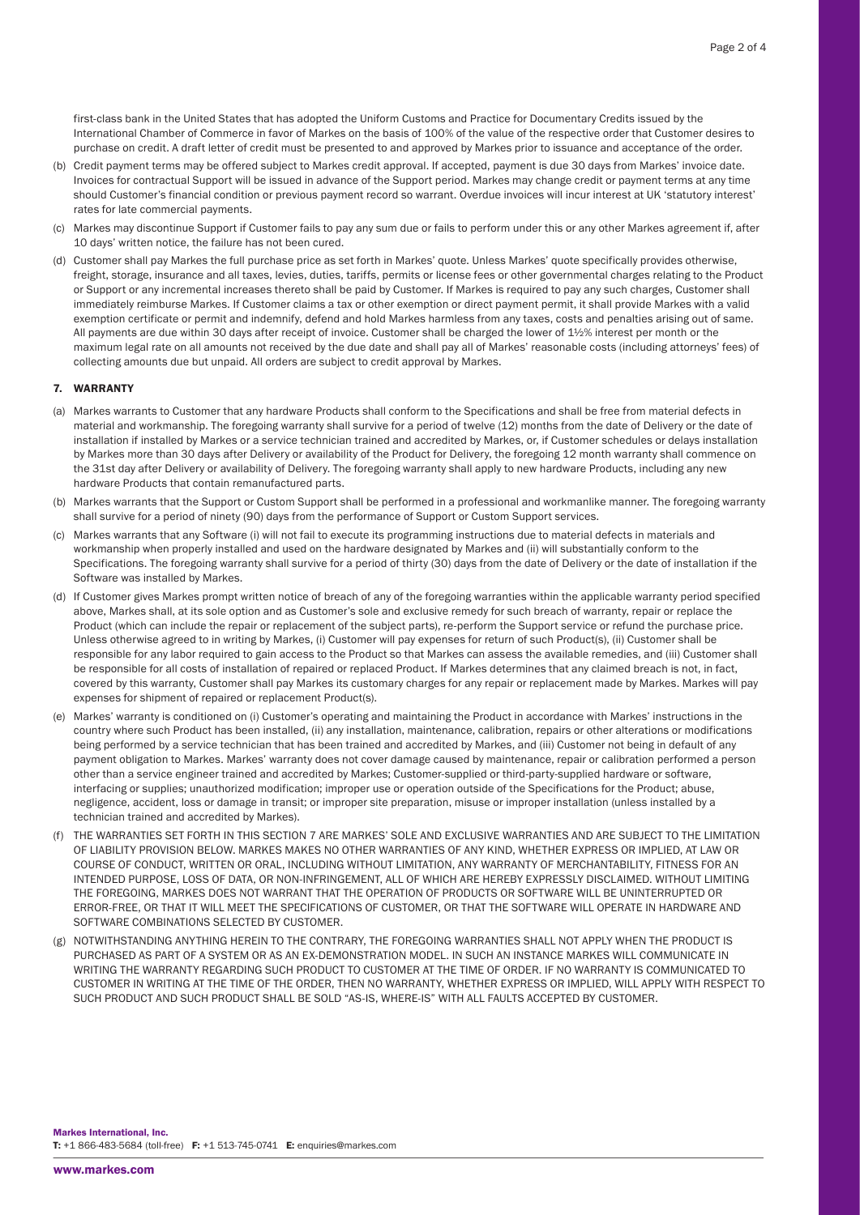first-class bank in the United States that has adopted the Uniform Customs and Practice for Documentary Credits issued by the International Chamber of Commerce in favor of Markes on the basis of 100% of the value of the respective order that Customer desires to purchase on credit. A draft letter of credit must be presented to and approved by Markes prior to issuance and acceptance of the order.

(b) Credit payment terms may be offered subject to Markes credit approval. If accepted, payment is due 30 days from Markes' invoice date. Invoices for contractual Support will be issued in advance of the Support period. Markes may change credit or payment terms at any time should Customer's financial condition or previous payment record so warrant. Overdue invoices will incur interest at UK 'statutory interest' rates for late commercial payments.

(c) Markes may discontinue Support if Customer fails to pay any sum due or fails to perform under this or any other Markes agreement if, after 10 days' written notice, the failure has not been cured.

(d) Customer shall pay Markes the full purchase price as set forth in Markes' quote. Unless Markes' quote specifically provides otherwise, freight, storage, insurance and all taxes, levies, duties, tariffs, permits or license fees or other governmental charges relating to the Product or Support or any incremental increases thereto shall be paid by Customer. If Markes is required to pay any such charges, Customer shall immediately reimburse Markes. If Customer claims a tax or other exemption or direct payment permit, it shall provide Markes with a valid exemption certificate or permit and indemnify, defend and hold Markes harmless from any taxes, costs and penalties arising out of same. All payments are due within 30 days after receipt of invoice. Customer shall be charged the lower of 1½% interest per month or the maximum legal rate on all amounts not received by the due date and shall pay all of Markes' reasonable costs (including attorneys' fees) of collecting amounts due but unpaid. All orders are subject to credit approval by Markes.

## 7. WARRANTY

(a) Markes warrants to Customer that any hardware Products shall conform to the Specifications and shall be free from material defects in material and workmanship. The foregoing warranty shall survive for a period of twelve (12) months from the date of Delivery or the date of installation if installed by Markes or a service technician trained and accredited by Markes, or, if Customer schedules or delays installation by Markes more than 30 days after Delivery or availability of the Product for Delivery, the foregoing 12 month warranty shall commence on the 31st day after Delivery or availability of Delivery. The foregoing warranty shall apply to new hardware Products, including any new hardware Products that contain remanufactured parts.

(b) Markes warrants that the Support or Custom Support shall be performed in a professional and workmanlike manner. The foregoing warranty shall survive for a period of ninety (90) days from the performance of Support or Custom Support services.

(c) Markes warrants that any Software (i) will not fail to execute its programming instructions due to material defects in materials and workmanship when properly installed and used on the hardware designated by Markes and (ii) will substantially conform to the Specifications. The foregoing warranty shall survive for a period of thirty (30) days from the date of Delivery or the date of installation if the Software was installed by Markes.

(d) If Customer gives Markes prompt written notice of breach of any of the foregoing warranties within the applicable warranty period specified above, Markes shall, at its sole option and as Customer's sole and exclusive remedy for such breach of warranty, repair or replace the Product (which can include the repair or replacement of the subject parts), re-perform the Support service or refund the purchase price. Unless otherwise agreed to in writing by Markes, (i) Customer will pay expenses for return of such Product(s), (ii) Customer shall be responsible for any labor required to gain access to the Product so that Markes can assess the available remedies, and (iii) Customer shall be responsible for all costs of installation of repaired or replaced Product. If Markes determines that any claimed breach is not, in fact, covered by this warranty, Customer shall pay Markes its customary charges for any repair or replacement made by Markes. Markes will pay expenses for shipment of repaired or replacement Product(s).

(e) Markes' warranty is conditioned on (i) Customer's operating and maintaining the Product in accordance with Markes' instructions in the country where such Product has been installed, (ii) any installation, maintenance, calibration, repairs or other alterations or modifications being performed by a service technician that has been trained and accredited by Markes, and (iii) Customer not being in default of any payment obligation to Markes. Markes' warranty does not cover damage caused by maintenance, repair or calibration performed a person other than a service engineer trained and accredited by Markes; Customer-supplied or third-party-supplied hardware or software, interfacing or supplies; unauthorized modification; improper use or operation outside of the Specifications for the Product; abuse, negligence, accident, loss or damage in transit; or improper site preparation, misuse or improper installation (unless installed by a technician trained and accredited by Markes).

(f) THE WARRANTIES SET FORTH IN THIS SECTION 7 ARE MARKES' SOLE AND EXCLUSIVE WARRANTIES AND ARE SUBJECT TO THE LIMITATION OF LIABILITY PROVISION BELOW. MARKES MAKES NO OTHER WARRANTIES OF ANY KIND, WHETHER EXPRESS OR IMPLIED, AT LAW OR COURSE OF CONDUCT, WRITTEN OR ORAL, INCLUDING WITHOUT LIMITATION, ANY WARRANTY OF MERCHANTABILITY, FITNESS FOR AN INTENDED PURPOSE, LOSS OF DATA, OR NON-INFRINGEMENT, ALL OF WHICH ARE HEREBY EXPRESSLY DISCLAIMED. WITHOUT LIMITING THE FOREGOING, MARKES DOES NOT WARRANT THAT THE OPERATION OF PRODUCTS OR SOFTWARE WILL BE UNINTERRUPTED OR ERROR-FREE, OR THAT IT WILL MEET THE SPECIFICATIONS OF CUSTOMER, OR THAT THE SOFTWARE WILL OPERATE IN HARDWARE AND SOFTWARE COMBINATIONS SELECTED BY CUSTOMER.

(g) NOTWITHSTANDING ANYTHING HEREIN TO THE CONTRARY, THE FOREGOING WARRANTIES SHALL NOT APPLY WHEN THE PRODUCT IS PURCHASED AS PART OF A SYSTEM OR AS AN EX-DEMONSTRATION MODEL. IN SUCH AN INSTANCE MARKES WILL COMMUNICATE IN WRITING THE WARRANTY REGARDING SUCH PRODUCT TO CUSTOMER AT THE TIME OF ORDER. IF NO WARRANTY IS COMMUNICATED TO CUSTOMER IN WRITING AT THE TIME OF THE ORDER, THEN NO WARRANTY, WHETHER EXPRESS OR IMPLIED, WILL APPLY WITH RESPECT TO SUCH PRODUCT AND SUCH PRODUCT SHALL BE SOLD "AS-IS, WHERE-IS" WITH ALL FAULTS ACCEPTED BY CUSTOMER.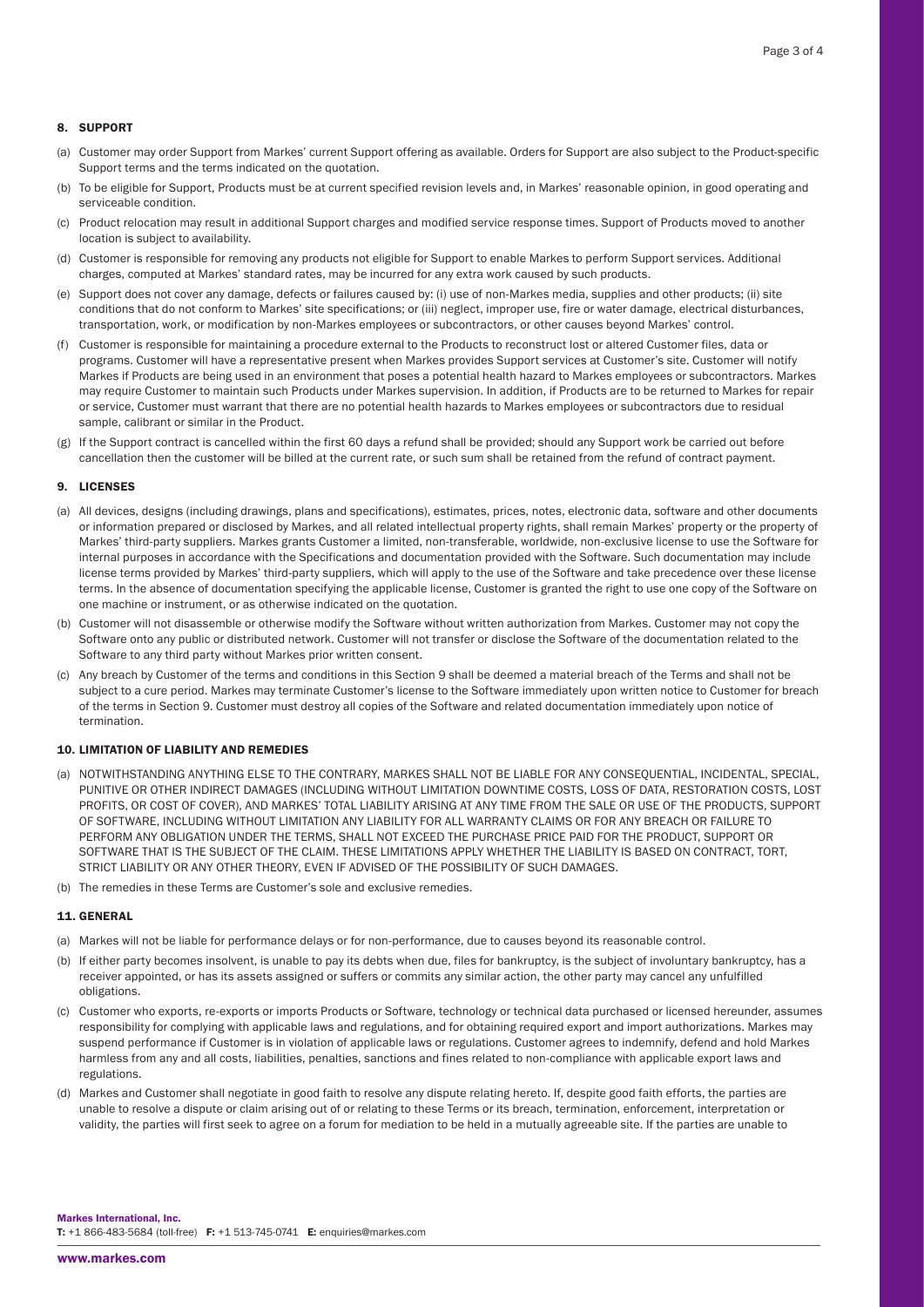## 8. SUPPORT

(a) Customer may order Support from Markes' current Support offering as available. Orders for Support are also subject to the Product-specific Support terms and the terms indicated on the quotation.

(b) To be eligible for Support, Products must be at current specified revision levels and, in Markes' reasonable opinion, in good operating and serviceable condition.

(c) Product relocation may result in additional Support charges and modified service response times. Support of Products moved to another location is subject to availability.

(d) Customer is responsible for removing any products not eligible for Support to enable Markes to perform Support services. Additional charges, computed at Markes' standard rates, may be incurred for any extra work caused by such products.

(e) Support does not cover any damage, defects or failures caused by: (i) use of non-Markes media, supplies and other products; (ii) site conditions that do not conform to Markes' site specifications; or (iii) neglect, improper use, fire or water damage, electrical disturbances, transportation, work, or modification by non-Markes employees or subcontractors, or other causes beyond Markes' control.

(f) Customer is responsible for maintaining a procedure external to the Products to reconstruct lost or altered Customer files, data or programs. Customer will have a representative present when Markes provides Support services at Customer's site. Customer will notify Markes if Products are being used in an environment that poses a potential health hazard to Markes employees or subcontractors. Markes may require Customer to maintain such Products under Markes supervision. In addition, if Products are to be returned to Markes for repair or service, Customer must warrant that there are no potential health hazards to Markes employees or subcontractors due to residual sample, calibrant or similar in the Product.

(g) If the Support contract is cancelled within the first 60 days a refund shall be provided; should any Support work be carried out before cancellation then the customer will be billed at the current rate, or such sum shall be retained from the refund of contract payment.

## 9. LICENSES

(a) All devices, designs (including drawings, plans and specifications), estimates, prices, notes, electronic data, software and other documents or information prepared or disclosed by Markes, and all related intellectual property rights, shall remain Markes' property or the property of Markes' third-party suppliers. Markes grants Customer a limited, non-transferable, worldwide, non-exclusive license to use the Software for internal purposes in accordance with the Specifications and documentation provided with the Software. Such documentation may include license terms provided by Markes' third-party suppliers, which will apply to the use of the Software and take precedence over these license terms. In the absence of documentation specifying the applicable license, Customer is granted the right to use one copy of the Software on one machine or instrument, or as otherwise indicated on the quotation.

(b) Customer will not disassemble or otherwise modify the Software without written authorization from Markes. Customer may not copy the Software onto any public or distributed network. Customer will not transfer or disclose the Software of the documentation related to the Software to any third party without Markes prior written consent.

(c) Any breach by Customer of the terms and conditions in this Section 9 shall be deemed a material breach of the Terms and shall not be subject to a cure period. Markes may terminate Customer's license to the Software immediately upon written notice to Customer for breach of the terms in Section 9. Customer must destroy all copies of the Software and related documentation immediately upon notice of termination.

## 10. LIMITATION OF LIABILITY AND REMEDIES

(a) NOTWITHSTANDING ANYTHING ELSE TO THE CONTRARY, MARKES SHALL NOT BE LIABLE FOR ANY CONSEQUENTIAL, INCIDENTAL, SPECIAL, PUNITIVE OR OTHER INDIRECT DAMAGES (INCLUDING WITHOUT LIMITATION DOWNTIME COSTS, LOSS OF DATA, RESTORATION COSTS, LOST PROFITS, OR COST OF COVER), AND MARKES' TOTAL LIABILITY ARISING AT ANY TIME FROM THE SALE OR USE OF THE PRODUCTS, SUPPORT OF SOFTWARE, INCLUDING WITHOUT LIMITATION ANY LIABILITY FOR ALL WARRANTY CLAIMS OR FOR ANY BREACH OR FAILURE TO PERFORM ANY OBLIGATION UNDER THE TERMS, SHALL NOT EXCEED THE PURCHASE PRICE PAID FOR THE PRODUCT, SUPPORT OR SOFTWARE THAT IS THE SUBJECT OF THE CLAIM. THESE LIMITATIONS APPLY WHETHER THE LIABILITY IS BASED ON CONTRACT, TORT, STRICT LIABILITY OR ANY OTHER THEORY, EVEN IF ADVISED OF THE POSSIBILITY OF SUCH DAMAGES.

(b) The remedies in these Terms are Customer's sole and exclusive remedies.

## 11. GENERAL

(a) Markes will not be liable for performance delays or for non-performance, due to causes beyond its reasonable control.

(b) If either party becomes insolvent, is unable to pay its debts when due, files for bankruptcy, is the subject of involuntary bankruptcy, has a receiver appointed, or has its assets assigned or suffers or commits any similar action, the other party may cancel any unfulfilled obligations.

(c) Customer who exports, re-exports or imports Products or Software, technology or technical data purchased or licensed hereunder, assumes responsibility for complying with applicable laws and regulations, and for obtaining required export and import authorizations. Markes may suspend performance if Customer is in violation of applicable laws or regulations. Customer agrees to indemnify, defend and hold Markes harmless from any and all costs, liabilities, penalties, sanctions and fines related to non-compliance with applicable export laws and regulations.

(d) Markes and Customer shall negotiate in good faith to resolve any dispute relating hereto. If, despite good faith efforts, the parties are unable to resolve a dispute or claim arising out of or relating to these Terms or its breach, termination, enforcement, interpretation or validity, the parties will first seek to agree on a forum for mediation to be held in a mutually agreeable site. If the parties are unable to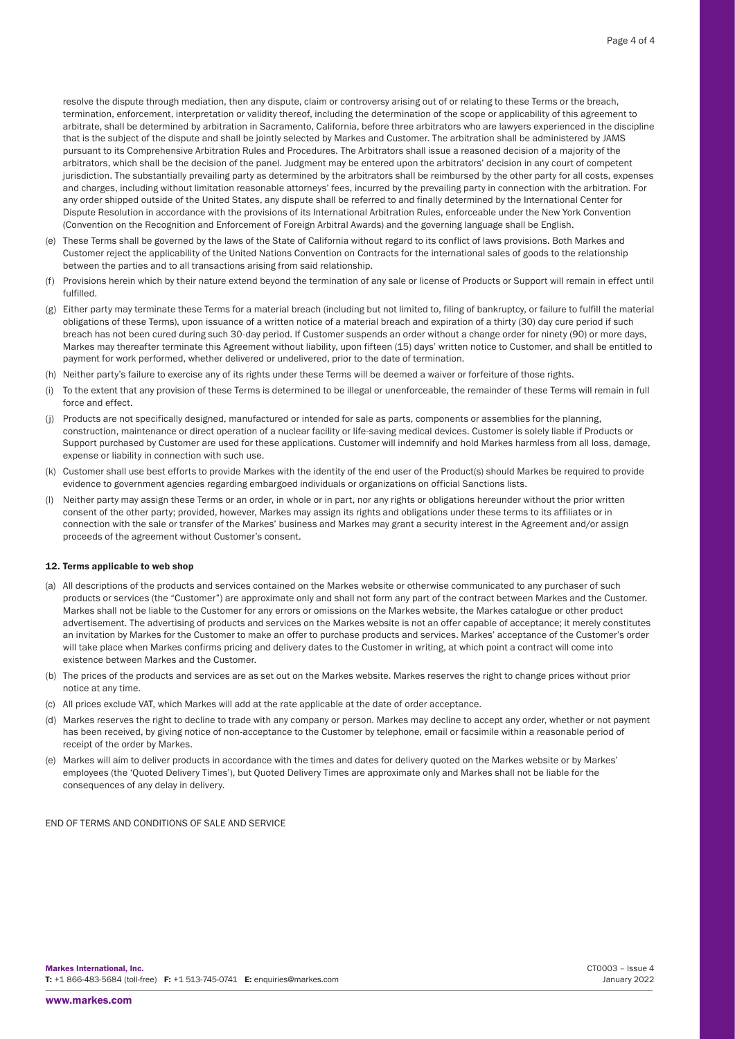resolve the dispute through mediation, then any dispute, claim or controversy arising out of or relating to these Terms or the breach, termination, enforcement, interpretation or validity thereof, including the determination of the scope or applicability of this agreement to arbitrate, shall be determined by arbitration in Sacramento, California, before three arbitrators who are lawyers experienced in the discipline that is the subject of the dispute and shall be jointly selected by Markes and Customer. The arbitration shall be administered by JAMS pursuant to its Comprehensive Arbitration Rules and Procedures. The Arbitrators shall issue a reasoned decision of a majority of the arbitrators, which shall be the decision of the panel. Judgment may be entered upon the arbitrators' decision in any court of competent jurisdiction. The substantially prevailing party as determined by the arbitrators shall be reimbursed by the other party for all costs, expenses and charges, including without limitation reasonable attorneys' fees, incurred by the prevailing party in connection with the arbitration. For any order shipped outside of the United States, any dispute shall be referred to and finally determined by the International Center for Dispute Resolution in accordance with the provisions of its International Arbitration Rules, enforceable under the New York Convention (Convention on the Recognition and Enforcement of Foreign Arbitral Awards) and the governing language shall be English.

(e) These Terms shall be governed by the laws of the State of California without regard to its conflict of laws provisions. Both Markes and Customer reject the applicability of the United Nations Convention on Contracts for the international sales of goods to the relationship between the parties and to all transactions arising from said relationship.

(f) Provisions herein which by their nature extend beyond the termination of any sale or license of Products or Support will remain in effect until fulfilled.

(g) Either party may terminate these Terms for a material breach (including but not limited to, filing of bankruptcy, or failure to fulfill the material obligations of these Terms), upon issuance of a written notice of a material breach and expiration of a thirty (30) day cure period if such breach has not been cured during such 30-day period. If Customer suspends an order without a change order for ninety (90) or more days, Markes may thereafter terminate this Agreement without liability, upon fifteen (15) days' written notice to Customer, and shall be entitled to payment for work performed, whether delivered or undelivered, prior to the date of termination.

(h) Neither party's failure to exercise any of its rights under these Terms will be deemed a waiver or forfeiture of those rights.

(i) To the extent that any provision of these Terms is determined to be illegal or unenforceable, the remainder of these Terms will remain in full force and effect.

(j) Products are not specifically designed, manufactured or intended for sale as parts, components or assemblies for the planning, construction, maintenance or direct operation of a nuclear facility or life-saving medical devices. Customer is solely liable if Products or Support purchased by Customer are used for these applications. Customer will indemnify and hold Markes harmless from all loss, damage, expense or liability in connection with such use.

(k) Customer shall use best efforts to provide Markes with the identity of the end user of the Product(s) should Markes be required to provide evidence to government agencies regarding embargoed individuals or organizations on official Sanctions lists.

(l) Neither party may assign these Terms or an order, in whole or in part, nor any rights or obligations hereunder without the prior written consent of the other party; provided, however, Markes may assign its rights and obligations under these terms to its affiliates or in connection with the sale or transfer of the Markes' business and Markes may grant a security interest in the Agreement and/or assign proceeds of the agreement without Customer's consent.

### 12. Terms applicable to web shop

(a) All descriptions of the products and services contained on the Markes website or otherwise communicated to any purchaser of such products or services (the "Customer") are approximate only and shall not form any part of the contract between Markes and the Customer. Markes shall not be liable to the Customer for any errors or omissions on the Markes website, the Markes catalogue or other product advertisement. The advertising of products and services on the Markes website is not an offer capable of acceptance; it merely constitutes an invitation by Markes for the Customer to make an offer to purchase products and services. Markes' acceptance of the Customer's order will take place when Markes confirms pricing and delivery dates to the Customer in writing, at which point a contract will come into existence between Markes and the Customer.

(b) The prices of the products and services are as set out on the Markes website. Markes reserves the right to change prices without prior notice at any time.

(c) All prices exclude VAT, which Markes will add at the rate applicable at the date of order acceptance.

(d) Markes reserves the right to decline to trade with any company or person. Markes may decline to accept any order, whether or not payment has been received, by giving notice of non-acceptance to the Customer by telephone, email or facsimile within a reasonable period of receipt of the order by Markes.

(e) Markes will aim to deliver products in accordance with the times and dates for delivery quoted on the Markes website or by Markes' employees (the 'Quoted Delivery Times'), but Quoted Delivery Times are approximate only and Markes shall not be liable for the consequences of any delay in delivery.

END OF TERMS AND CONDITIONS OF SALE AND SERVICE